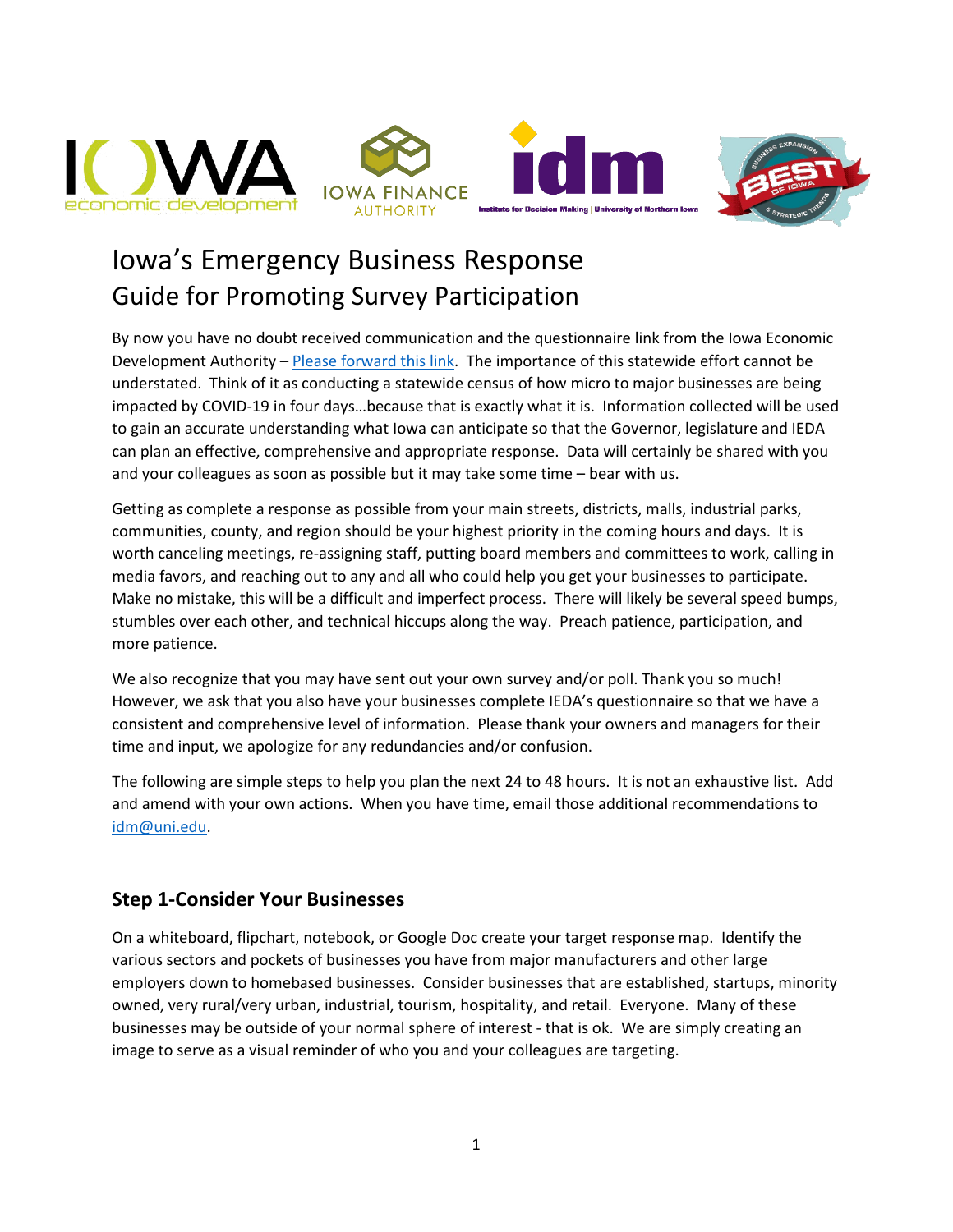# Iowa's Emergency Business Response
## Guide for Promoting Survey Participation

By now you have no doubt received communication and the questionnaire link from the Iowa Economic Development Authority – Please forward this link. The importance of this statewide effort cannot be understated. Think of it as conducting a statewide census of how micro to major businesses are being impacted by COVID-19 in four days…because that is exactly what it is. Information collected will be used to gain an accurate understanding what Iowa can anticipate so that the Governor, legislature and IEDA can plan an effective, comprehensive and appropriate response. Data will certainly be shared with you and your colleagues as soon as possible but it may take some time – bear with us.

Getting as complete a response as possible from your main streets, districts, malls, industrial parks, communities, county, and region should be your highest priority in the coming hours and days. It is worth canceling meetings, re-assigning staff, putting board members and committees to work, calling in media favors, and reaching out to any and all who could help you get your businesses to participate. Make no mistake, this will be a difficult and imperfect process. There will likely be several speed bumps, stumbles over each other, and technical hiccups along the way. Preach patience, participation, and more patience.

We also recognize that you may have sent out your own survey and/or poll. Thank you so much! However, we ask that you also have your businesses complete IEDA's questionnaire so that we have a consistent and comprehensive level of information. Please thank your owners and managers for their time and input, we apologize for any redundancies and/or confusion.

The following are simple steps to help you plan the next 24 to 48 hours. It is not an exhaustive list. Add and amend with your own actions. When you have time, email those additional recommendations to idm@uni.edu.

### Step 1-Consider Your Businesses

On a whiteboard, flipchart, notebook, or Google Doc create your target response map. Identify the various sectors and pockets of businesses you have from major manufacturers and other large employers down to homebased businesses. Consider businesses that are established, startups, minority owned, very rural/very urban, industrial, tourism, hospitality, and retail. Everyone. Many of these businesses may be outside of your normal sphere of interest - that is ok. We are simply creating an image to serve as a visual reminder of who you and your colleagues are targeting.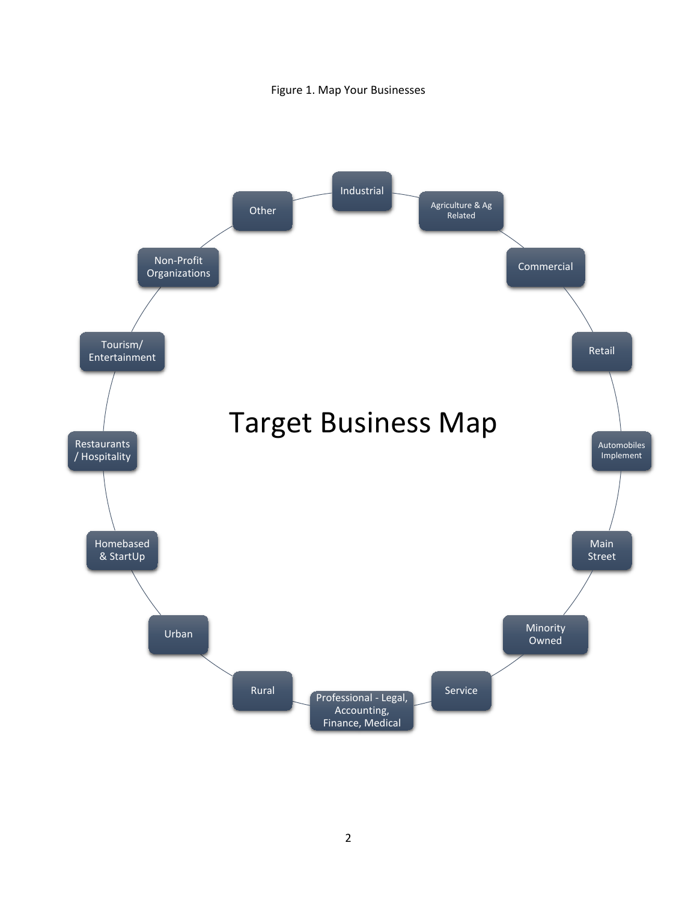Figure 1. Map Your Businesses

**Target Business Map**

- Industrial
- Agriculture & Ag Related
- Commercial
- Retail
- Automobiles Implement
- Main Street
- Minority Owned
- Service
- Professional - Legal, Accounting, Finance, Medical
- Rural
- Urban
- Homebased & StartUp
- Restaurants / Hospitality
- Tourism/ Entertainment
- Non-Profit Organizations
- Other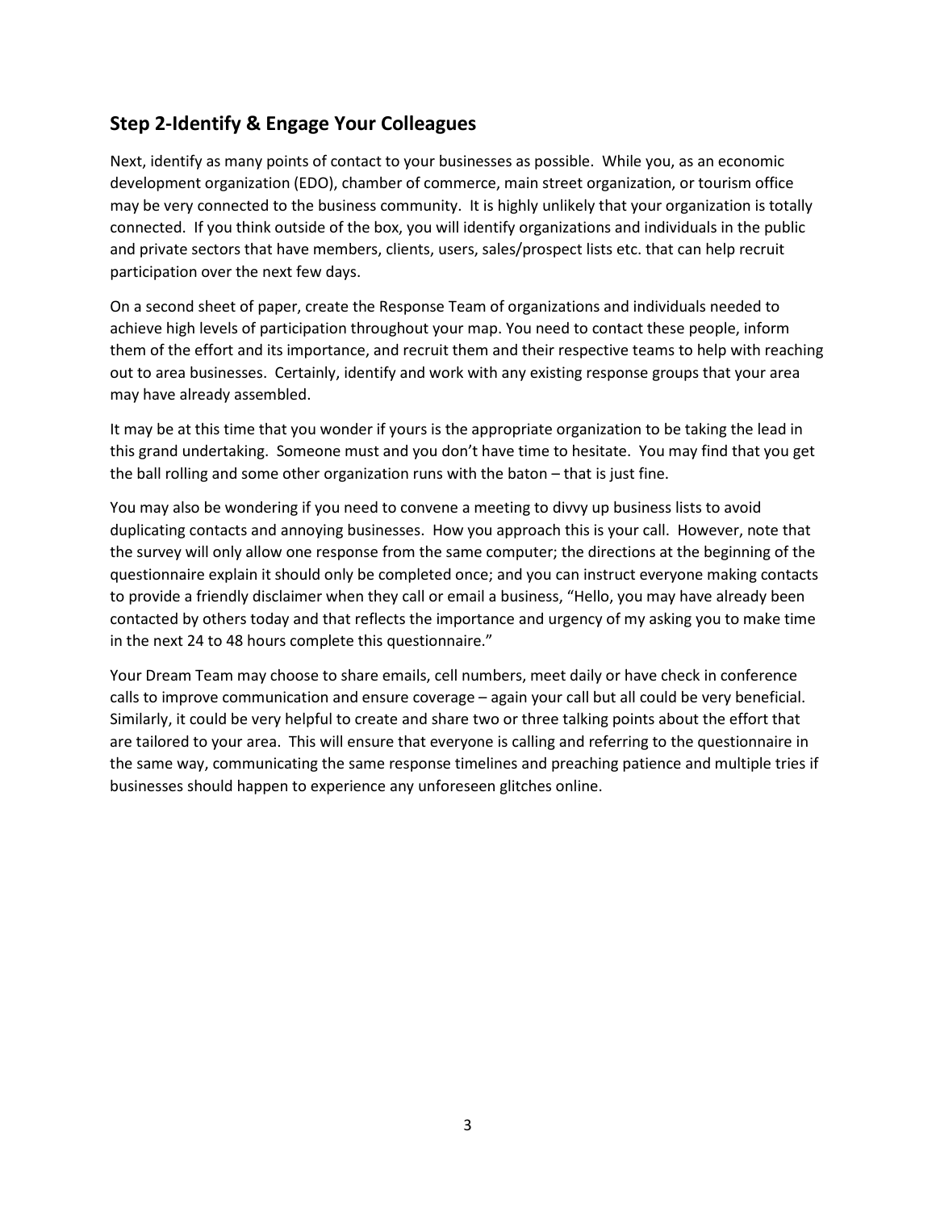## Step 2-Identify & Engage Your Colleagues

Next, identify as many points of contact to your businesses as possible. While you, as an economic development organization (EDO), chamber of commerce, main street organization, or tourism office may be very connected to the business community. It is highly unlikely that your organization is totally connected. If you think outside of the box, you will identify organizations and individuals in the public and private sectors that have members, clients, users, sales/prospect lists etc. that can help recruit participation over the next few days.

On a second sheet of paper, create the Response Team of organizations and individuals needed to achieve high levels of participation throughout your map. You need to contact these people, inform them of the effort and its importance, and recruit them and their respective teams to help with reaching out to area businesses. Certainly, identify and work with any existing response groups that your area may have already assembled.

It may be at this time that you wonder if yours is the appropriate organization to be taking the lead in this grand undertaking. Someone must and you don't have time to hesitate. You may find that you get the ball rolling and some other organization runs with the baton – that is just fine.

You may also be wondering if you need to convene a meeting to divvy up business lists to avoid duplicating contacts and annoying businesses. How you approach this is your call. However, note that the survey will only allow one response from the same computer; the directions at the beginning of the questionnaire explain it should only be completed once; and you can instruct everyone making contacts to provide a friendly disclaimer when they call or email a business, "Hello, you may have already been contacted by others today and that reflects the importance and urgency of my asking you to make time in the next 24 to 48 hours complete this questionnaire."

Your Dream Team may choose to share emails, cell numbers, meet daily or have check in conference calls to improve communication and ensure coverage – again your call but all could be very beneficial. Similarly, it could be very helpful to create and share two or three talking points about the effort that are tailored to your area. This will ensure that everyone is calling and referring to the questionnaire in the same way, communicating the same response timelines and preaching patience and multiple tries if businesses should happen to experience any unforeseen glitches online.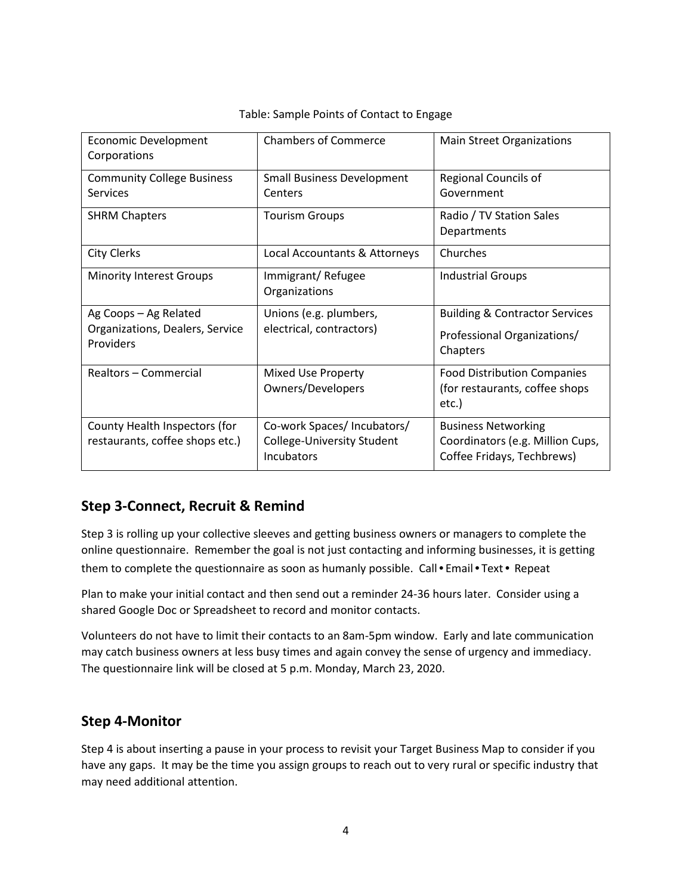Table: Sample Points of Contact to Engage

| | | |
|---|---|---|
| Economic Development Corporations | Chambers of Commerce | Main Street Organizations |
| Community College Business Services | Small Business Development Centers | Regional Councils of Government |
| SHRM Chapters | Tourism Groups | Radio / TV Station Sales Departments |
| City Clerks | Local Accountants & Attorneys | Churches |
| Minority Interest Groups | Immigrant/ Refugee Organizations | Industrial Groups |
| Ag Coops – Ag Related Organizations, Dealers, Service Providers | Unions (e.g. plumbers, electrical, contractors) | Building & Contractor Services<br>Professional Organizations/ Chapters |
| Realtors – Commercial | Mixed Use Property Owners/Developers | Food Distribution Companies (for restaurants, coffee shops etc.) |
| County Health Inspectors (for restaurants, coffee shops etc.) | Co-work Spaces/ Incubators/ College-University Student Incubators | Business Networking Coordinators (e.g. Million Cups, Coffee Fridays, Techbrews) |

## Step 3-Connect, Recruit & Remind

Step 3 is rolling up your collective sleeves and getting business owners or managers to complete the online questionnaire. Remember the goal is not just contacting and informing businesses, it is getting them to complete the questionnaire as soon as humanly possible. Call • Email • Text • Repeat

Plan to make your initial contact and then send out a reminder 24-36 hours later. Consider using a shared Google Doc or Spreadsheet to record and monitor contacts.

Volunteers do not have to limit their contacts to an 8am-5pm window. Early and late communication may catch business owners at less busy times and again convey the sense of urgency and immediacy. The questionnaire link will be closed at 5 p.m. Monday, March 23, 2020.

## Step 4-Monitor

Step 4 is about inserting a pause in your process to revisit your Target Business Map to consider if you have any gaps. It may be the time you assign groups to reach out to very rural or specific industry that may need additional attention.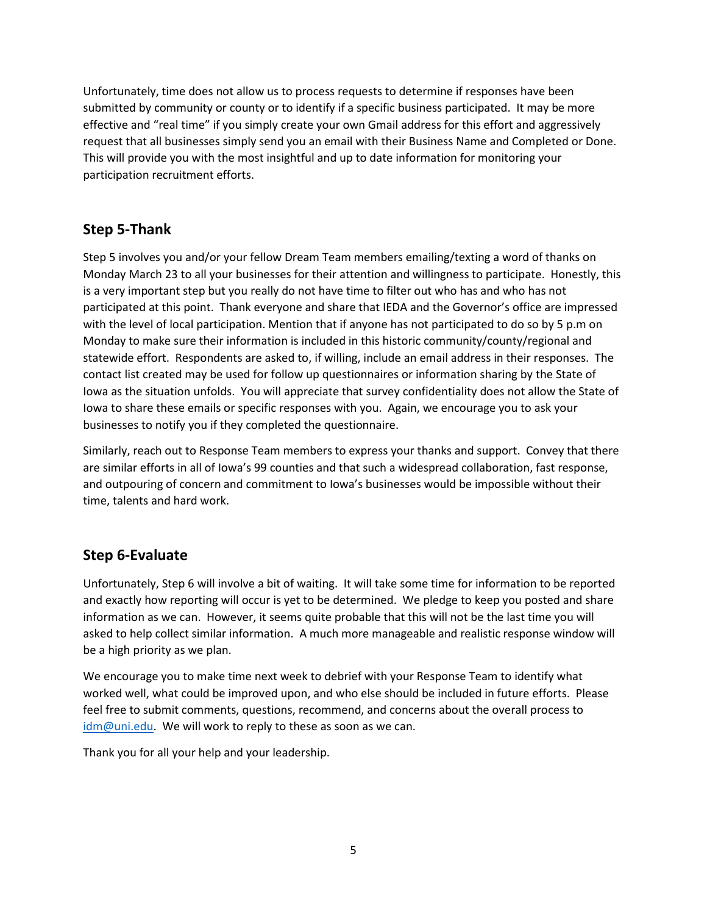Unfortunately, time does not allow us to process requests to determine if responses have been submitted by community or county or to identify if a specific business participated. It may be more effective and "real time" if you simply create your own Gmail address for this effort and aggressively request that all businesses simply send you an email with their Business Name and Completed or Done. This will provide you with the most insightful and up to date information for monitoring your participation recruitment efforts.

## Step 5-Thank

Step 5 involves you and/or your fellow Dream Team members emailing/texting a word of thanks on Monday March 23 to all your businesses for their attention and willingness to participate. Honestly, this is a very important step but you really do not have time to filter out who has and who has not participated at this point. Thank everyone and share that IEDA and the Governor's office are impressed with the level of local participation. Mention that if anyone has not participated to do so by 5 p.m on Monday to make sure their information is included in this historic community/county/regional and statewide effort. Respondents are asked to, if willing, include an email address in their responses. The contact list created may be used for follow up questionnaires or information sharing by the State of Iowa as the situation unfolds. You will appreciate that survey confidentiality does not allow the State of Iowa to share these emails or specific responses with you. Again, we encourage you to ask your businesses to notify you if they completed the questionnaire.

Similarly, reach out to Response Team members to express your thanks and support. Convey that there are similar efforts in all of Iowa's 99 counties and that such a widespread collaboration, fast response, and outpouring of concern and commitment to Iowa's businesses would be impossible without their time, talents and hard work.

## Step 6-Evaluate

Unfortunately, Step 6 will involve a bit of waiting. It will take some time for information to be reported and exactly how reporting will occur is yet to be determined. We pledge to keep you posted and share information as we can. However, it seems quite probable that this will not be the last time you will asked to help collect similar information. A much more manageable and realistic response window will be a high priority as we plan.

We encourage you to make time next week to debrief with your Response Team to identify what worked well, what could be improved upon, and who else should be included in future efforts. Please feel free to submit comments, questions, recommend, and concerns about the overall process to idm@uni.edu. We will work to reply to these as soon as we can.

Thank you for all your help and your leadership.